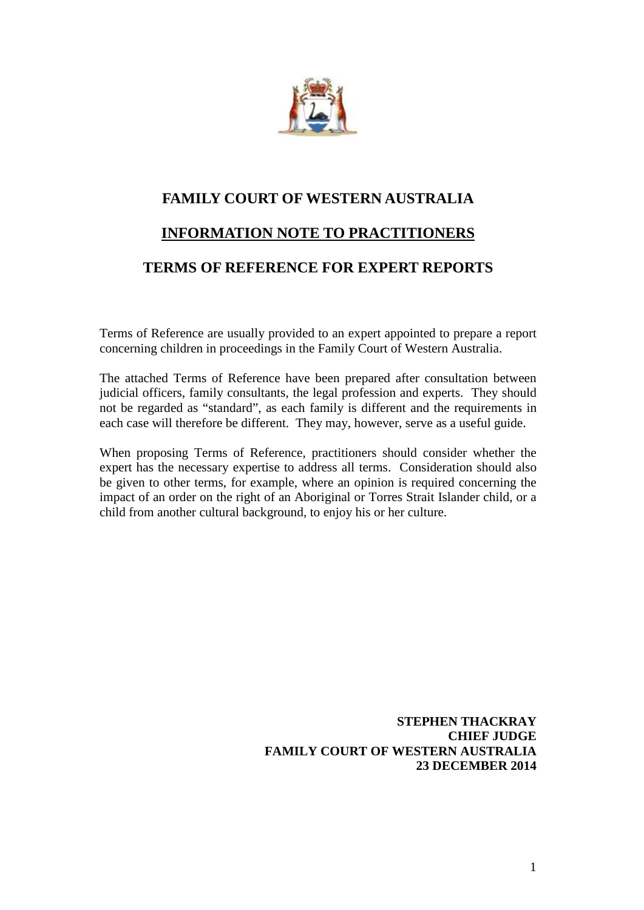# FAMILY COURT OF WESTERN AUSTRALIA

## INFORMATION NOTE TO PRACTITIONERS

## TERMS OF REFERENCE FOR EXPERT REPORTS

Terms of Reference are usually provided to an expert appointed to prepare a report concerning children in proceedings in the Family Court of Western Australia.

The attached Terms of Reference have been prepared after consultation between judicial officers, family consultants, the legal profession and experts. They should not be regarded as "standard", as each family is different and the requirements in each case will therefore be different. They may, however, serve as a useful guide.

When proposing Terms of Reference, practitioners should consider whether the expert has the necessary expertise to address all terms. Consideration should also be given to other terms, for example, where an opinion is required concerning the impact of an order on the right of an Aboriginal or Torres Strait Islander child, or a child from another cultural background, to enjoy his or her culture.

**STEPHEN THACKRAY**
**CHIEF JUDGE**
**FAMILY COURT OF WESTERN AUSTRALIA**
**23 DECEMBER 2014**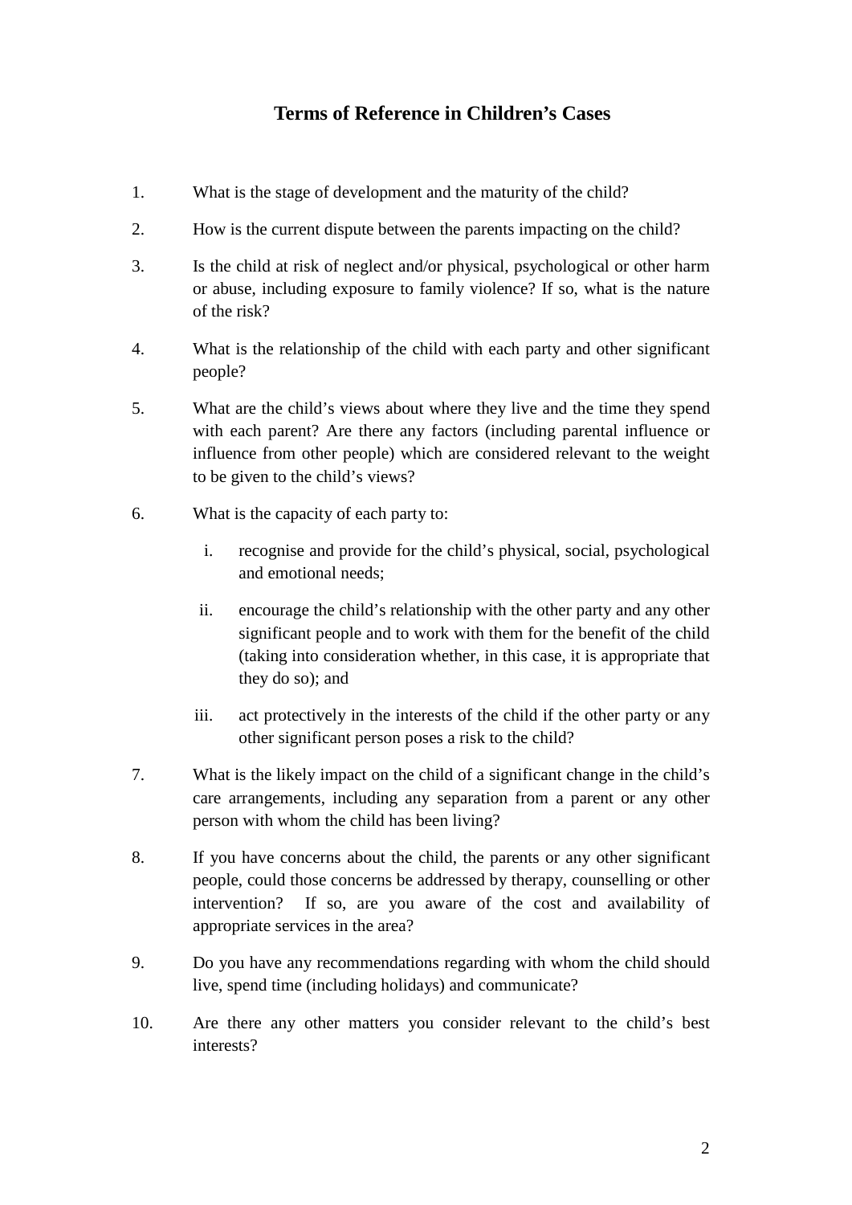# Terms of Reference in Children's Cases

1. What is the stage of development and the maturity of the child?

2. How is the current dispute between the parents impacting on the child?

3. Is the child at risk of neglect and/or physical, psychological or other harm or abuse, including exposure to family violence? If so, what is the nature of the risk?

4. What is the relationship of the child with each party and other significant people?

5. What are the child's views about where they live and the time they spend with each parent? Are there any factors (including parental influence or influence from other people) which are considered relevant to the weight to be given to the child's views?

6. What is the capacity of each party to:

   i. recognise and provide for the child's physical, social, psychological and emotional needs;

   ii. encourage the child's relationship with the other party and any other significant people and to work with them for the benefit of the child (taking into consideration whether, in this case, it is appropriate that they do so); and

   iii. act protectively in the interests of the child if the other party or any other significant person poses a risk to the child?

7. What is the likely impact on the child of a significant change in the child's care arrangements, including any separation from a parent or any other person with whom the child has been living?

8. If you have concerns about the child, the parents or any other significant people, could those concerns be addressed by therapy, counselling or other intervention? If so, are you aware of the cost and availability of appropriate services in the area?

9. Do you have any recommendations regarding with whom the child should live, spend time (including holidays) and communicate?

10. Are there any other matters you consider relevant to the child's best interests?